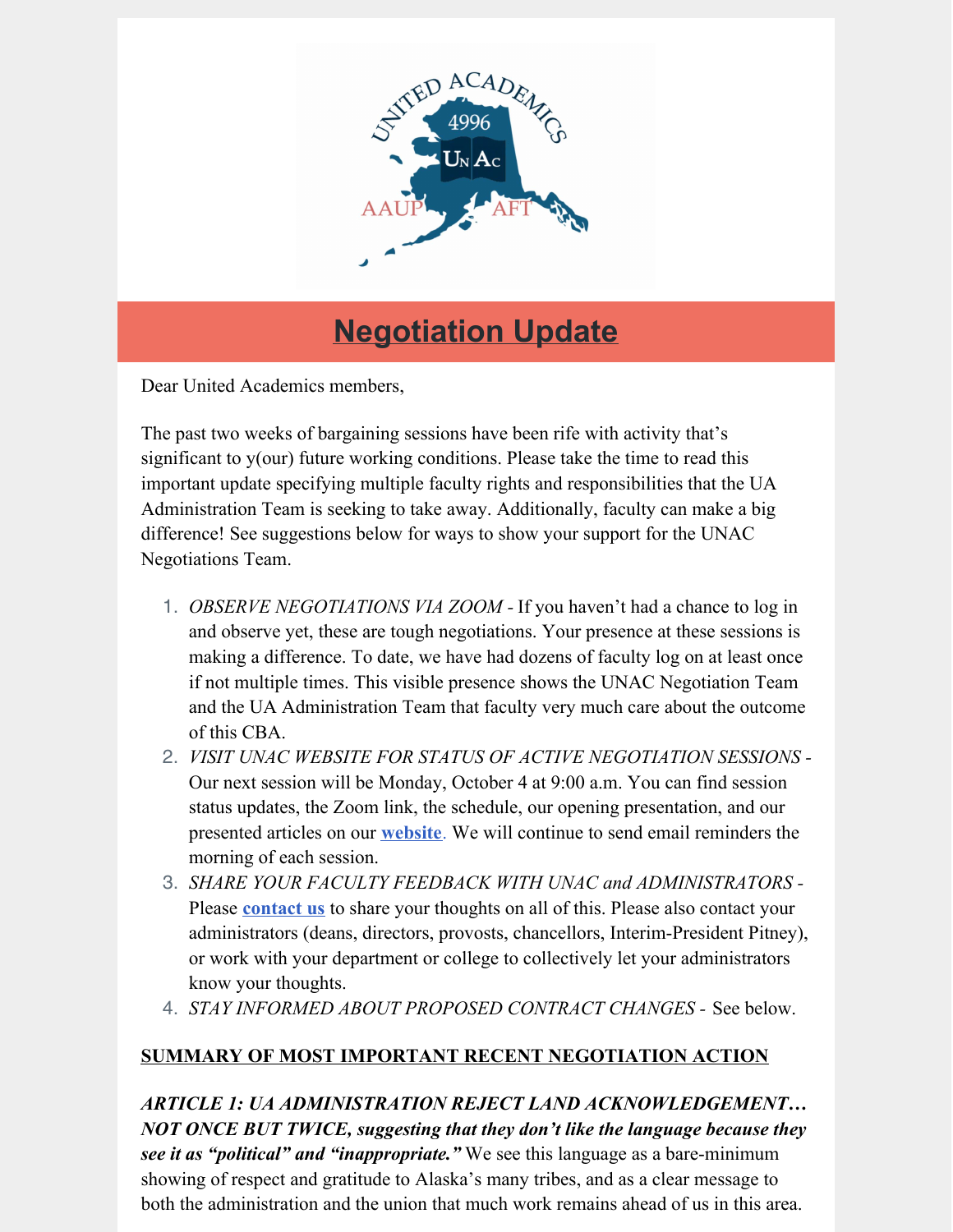# Negotiation Update

Dear United Academics members,

The past two weeks of bargaining sessions have been rife with activity that's significant to y(our) future working conditions. Please take the time to read this important update specifying multiple faculty rights and responsibilities that the UA Administration Team is seeking to take away. Additionally, faculty can make a big difference! See suggestions below for ways to show your support for the UNAC Negotiations Team.

1. *OBSERVE NEGOTIATIONS VIA ZOOM* - If you haven't had a chance to log in and observe yet, these are tough negotiations. Your presence at these sessions is making a difference. To date, we have had dozens of faculty log on at least once if not multiple times. This visible presence shows the UNAC Negotiation Team and the UA Administration Team that faculty very much care about the outcome of this CBA.
2. *VISIT UNAC WEBSITE FOR STATUS OF ACTIVE NEGOTIATION SESSIONS* - Our next session will be Monday, October 4 at 9:00 a.m. You can find session status updates, the Zoom link, the schedule, our opening presentation, and our presented articles on our **website**. We will continue to send email reminders the morning of each session.
3. *SHARE YOUR FACULTY FEEDBACK WITH UNAC and ADMINISTRATORS* - Please **contact us** to share your thoughts on all of this. Please also contact your administrators (deans, directors, provosts, chancellors, Interim-President Pitney), or work with your department or college to collectively let your administrators know your thoughts.
4. *STAY INFORMED ABOUT PROPOSED CONTRACT CHANGES* - See below.

**SUMMARY OF MOST IMPORTANT RECENT NEGOTIATION ACTION**

***ARTICLE 1: UA ADMINISTRATION REJECT LAND ACKNOWLEDGEMENT… NOT ONCE BUT TWICE, suggesting that they don't like the language because they see it as "political" and "inappropriate."*** We see this language as a bare-minimum showing of respect and gratitude to Alaska's many tribes, and as a clear message to both the administration and the union that much work remains ahead of us in this area.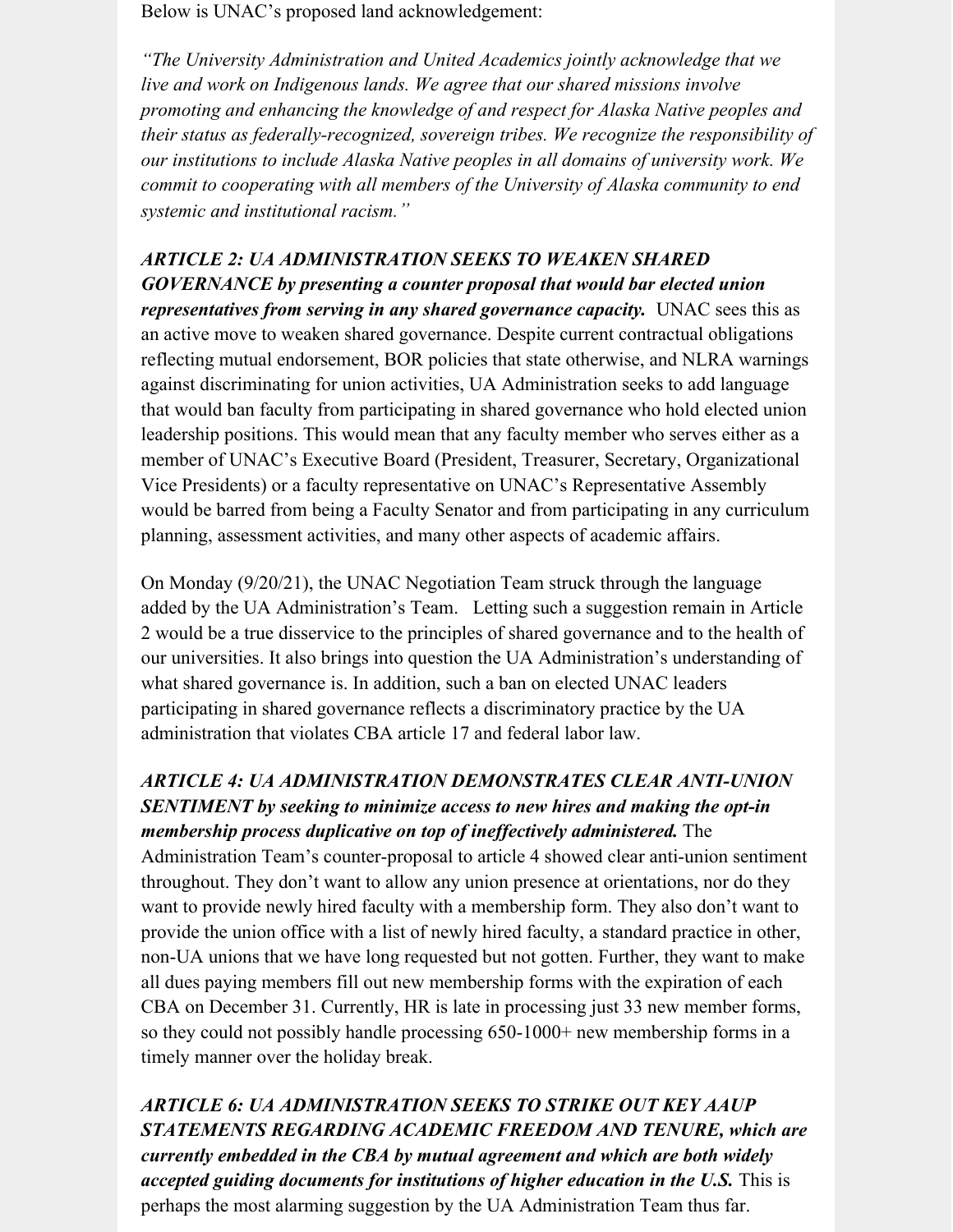Below is UNAC's proposed land acknowledgement:

*"The University Administration and United Academics jointly acknowledge that we live and work on Indigenous lands. We agree that our shared missions involve promoting and enhancing the knowledge of and respect for Alaska Native peoples and their status as federally-recognized, sovereign tribes. We recognize the responsibility of our institutions to include Alaska Native peoples in all domains of university work. We commit to cooperating with all members of the University of Alaska community to end systemic and institutional racism."*

***ARTICLE 2: UA ADMINISTRATION SEEKS TO WEAKEN SHARED GOVERNANCE by presenting a counter proposal that would bar elected union representatives from serving in any shared governance capacity.*** UNAC sees this as an active move to weaken shared governance. Despite current contractual obligations reflecting mutual endorsement, BOR policies that state otherwise, and NLRA warnings against discriminating for union activities, UA Administration seeks to add language that would ban faculty from participating in shared governance who hold elected union leadership positions. This would mean that any faculty member who serves either as a member of UNAC's Executive Board (President, Treasurer, Secretary, Organizational Vice Presidents) or a faculty representative on UNAC's Representative Assembly would be barred from being a Faculty Senator and from participating in any curriculum planning, assessment activities, and many other aspects of academic affairs.

On Monday (9/20/21), the UNAC Negotiation Team struck through the language added by the UA Administration's Team. Letting such a suggestion remain in Article 2 would be a true disservice to the principles of shared governance and to the health of our universities. It also brings into question the UA Administration's understanding of what shared governance is. In addition, such a ban on elected UNAC leaders participating in shared governance reflects a discriminatory practice by the UA administration that violates CBA article 17 and federal labor law.

***ARTICLE 4: UA ADMINISTRATION DEMONSTRATES CLEAR ANTI-UNION SENTIMENT by seeking to minimize access to new hires and making the opt-in membership process duplicative on top of ineffectively administered.*** The Administration Team's counter-proposal to article 4 showed clear anti-union sentiment throughout. They don't want to allow any union presence at orientations, nor do they want to provide newly hired faculty with a membership form. They also don't want to provide the union office with a list of newly hired faculty, a standard practice in other, non-UA unions that we have long requested but not gotten. Further, they want to make all dues paying members fill out new membership forms with the expiration of each CBA on December 31. Currently, HR is late in processing just 33 new member forms, so they could not possibly handle processing 650-1000+ new membership forms in a timely manner over the holiday break.

***ARTICLE 6: UA ADMINISTRATION SEEKS TO STRIKE OUT KEY AAUP STATEMENTS REGARDING ACADEMIC FREEDOM AND TENURE, which are currently embedded in the CBA by mutual agreement and which are both widely accepted guiding documents for institutions of higher education in the U.S.*** This is perhaps the most alarming suggestion by the UA Administration Team thus far.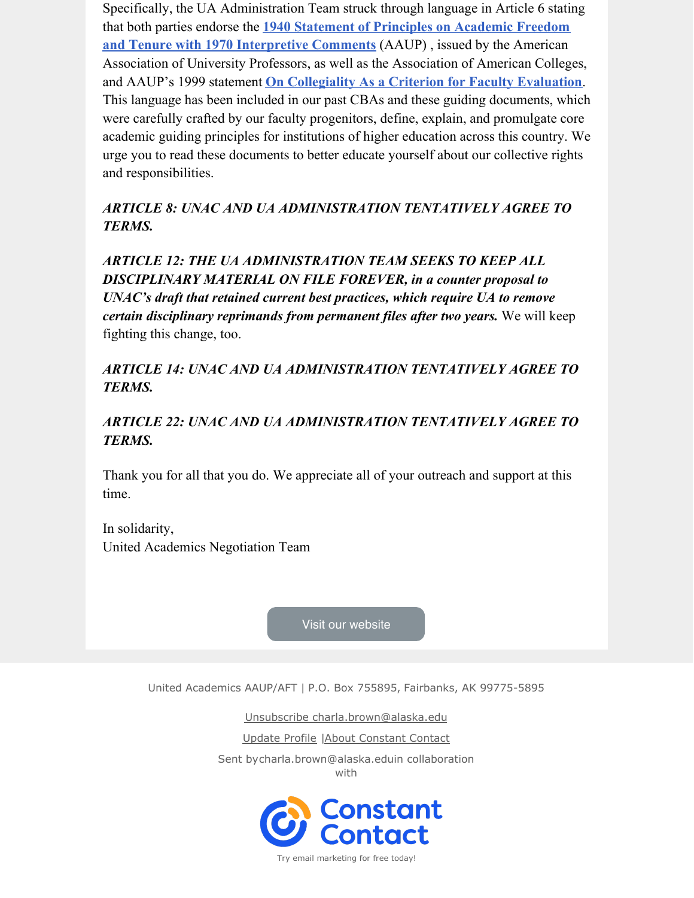Specifically, the UA Administration Team struck through language in Article 6 stating that both parties endorse the **[1940 Statement of Principles on Academic Freedom and Tenure with 1970 Interpretive Comments]()** (AAUP) , issued by the American Association of University Professors, as well as the Association of American Colleges, and AAUP's 1999 statement **[On Collegiality As a Criterion for Faculty Evaluation]()**. This language has been included in our past CBAs and these guiding documents, which were carefully crafted by our faculty progenitors, define, explain, and promulgate core academic guiding principles for institutions of higher education across this country. We urge you to read these documents to better educate yourself about our collective rights and responsibilities.

***ARTICLE 8: UNAC AND UA ADMINISTRATION TENTATIVELY AGREE TO TERMS.***

***ARTICLE 12: THE UA ADMINISTRATION TEAM SEEKS TO KEEP ALL DISCIPLINARY MATERIAL ON FILE FOREVER, in a counter proposal to UNAC's draft that retained current best practices, which require UA to remove certain disciplinary reprimands from permanent files after two years.*** We will keep fighting this change, too.

***ARTICLE 14: UNAC AND UA ADMINISTRATION TENTATIVELY AGREE TO TERMS.***

***ARTICLE 22: UNAC AND UA ADMINISTRATION TENTATIVELY AGREE TO TERMS.***

Thank you for all that you do. We appreciate all of your outreach and support at this time.

In solidarity,
United Academics Negotiation Team

Visit our website

United Academics AAUP/AFT | P.O. Box 755895, Fairbanks, AK 99775-5895

Unsubscribe charla.brown@alaska.edu

Update Profile |About Constant Contact

Sent bycharla.brown@alaska.eduin collaboration with

Constant Contact

Try email marketing for free today!